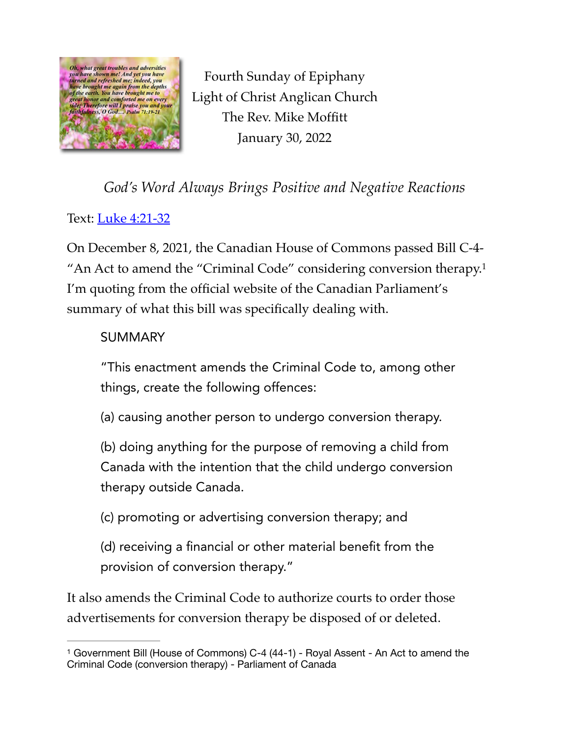Fourth Sunday of Epiphany
Light of Christ Anglican Church
The Rev. Mike Moffitt
January 30, 2022

*God's Word Always Brings Positive and Negative Reactions*

Text: [Luke 4:21-32]

On December 8, 2021, the Canadian House of Commons passed Bill C-4- "An Act to amend the "Criminal Code" considering conversion therapy.[1] I'm quoting from the official website of the Canadian Parliament's summary of what this bill was specifically dealing with.

> SUMMARY
>
> "This enactment amends the Criminal Code to, among other things, create the following offences:
>
> (a) causing another person to undergo conversion therapy.
>
> (b) doing anything for the purpose of removing a child from Canada with the intention that the child undergo conversion therapy outside Canada.
>
> (c) promoting or advertising conversion therapy; and
>
> (d) receiving a financial or other material benefit from the provision of conversion therapy."

It also amends the Criminal Code to authorize courts to order those advertisements for conversion therapy be disposed of or deleted.

---

[1] Government Bill (House of Commons) C-4 (44-1) - Royal Assent - An Act to amend the Criminal Code (conversion therapy) - Parliament of Canada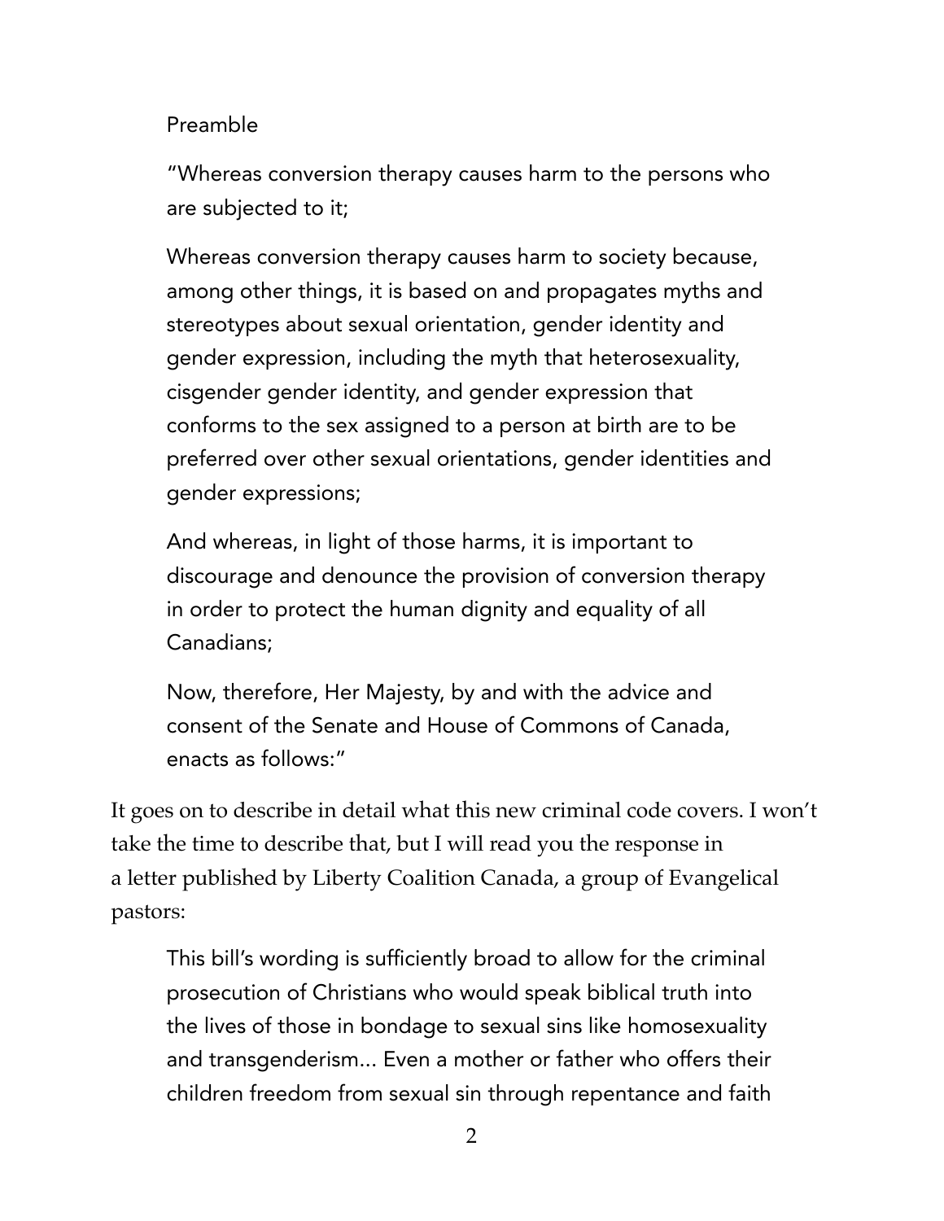Preamble

> "Whereas conversion therapy causes harm to the persons who are subjected to it;
>
> Whereas conversion therapy causes harm to society because, among other things, it is based on and propagates myths and stereotypes about sexual orientation, gender identity and gender expression, including the myth that heterosexuality, cisgender gender identity, and gender expression that conforms to the sex assigned to a person at birth are to be preferred over other sexual orientations, gender identities and gender expressions;
>
> And whereas, in light of those harms, it is important to discourage and denounce the provision of conversion therapy in order to protect the human dignity and equality of all Canadians;
>
> Now, therefore, Her Majesty, by and with the advice and consent of the Senate and House of Commons of Canada, enacts as follows:"

It goes on to describe in detail what this new criminal code covers. I won't take the time to describe that, but I will read you the response in a letter published by Liberty Coalition Canada, a group of Evangelical pastors:

> This bill's wording is sufficiently broad to allow for the criminal prosecution of Christians who would speak biblical truth into the lives of those in bondage to sexual sins like homosexuality and transgenderism... Even a mother or father who offers their children freedom from sexual sin through repentance and faith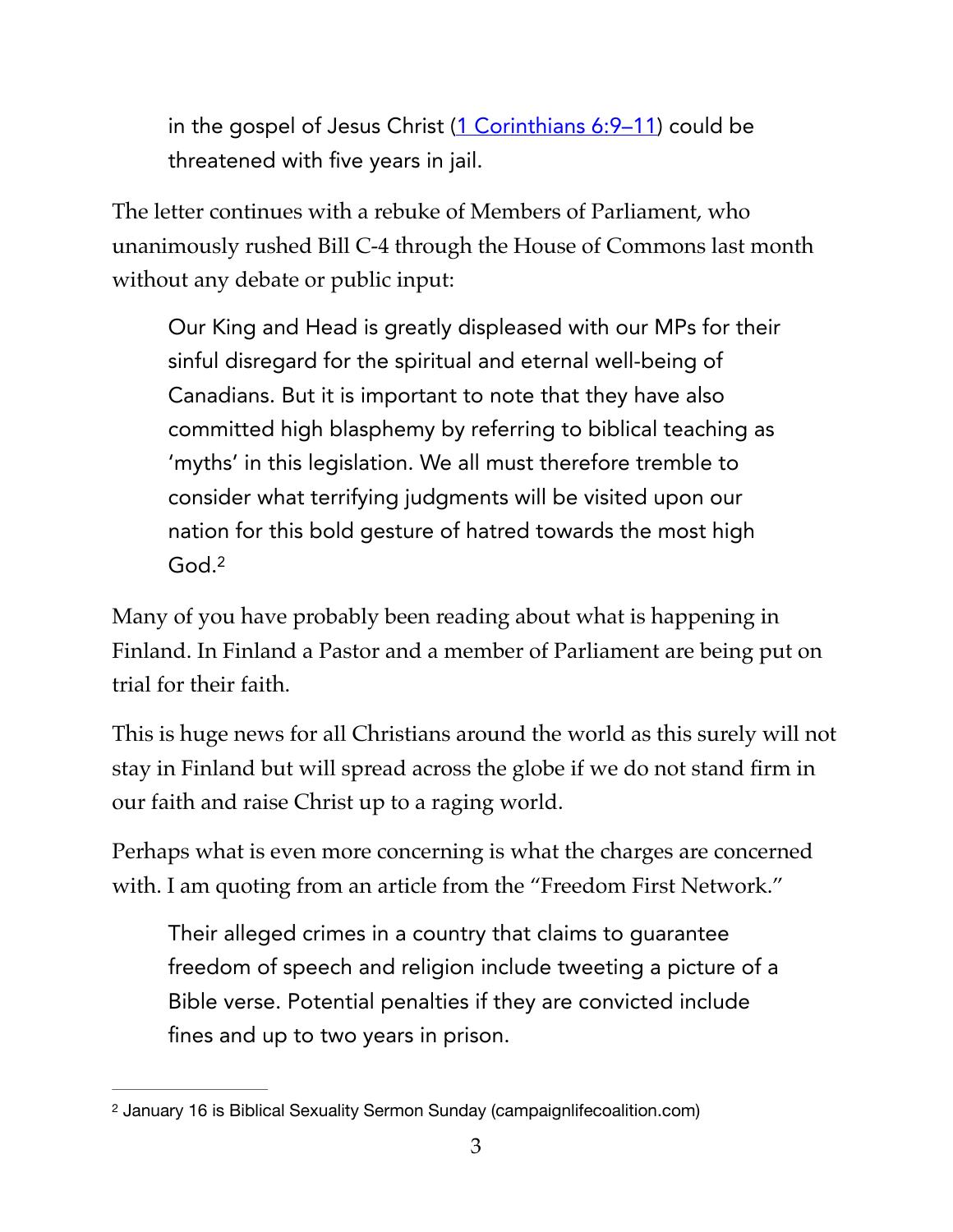> in the gospel of Jesus Christ ([1 Corinthians 6:9–11]()) could be threatened with five years in jail.

The letter continues with a rebuke of Members of Parliament, who unanimously rushed Bill C-4 through the House of Commons last month without any debate or public input:

> Our King and Head is greatly displeased with our MPs for their sinful disregard for the spiritual and eternal well-being of Canadians. But it is important to note that they have also committed high blasphemy by referring to biblical teaching as 'myths' in this legislation. We all must therefore tremble to consider what terrifying judgments will be visited upon our nation for this bold gesture of hatred towards the most high God.[2]

Many of you have probably been reading about what is happening in Finland. In Finland a Pastor and a member of Parliament are being put on trial for their faith.

This is huge news for all Christians around the world as this surely will not stay in Finland but will spread across the globe if we do not stand firm in our faith and raise Christ up to a raging world.

Perhaps what is even more concerning is what the charges are concerned with. I am quoting from an article from the "Freedom First Network."

> Their alleged crimes in a country that claims to guarantee freedom of speech and religion include tweeting a picture of a Bible verse. Potential penalties if they are convicted include fines and up to two years in prison.

---

[2] January 16 is Biblical Sexuality Sermon Sunday (campaignlifecoalition.com)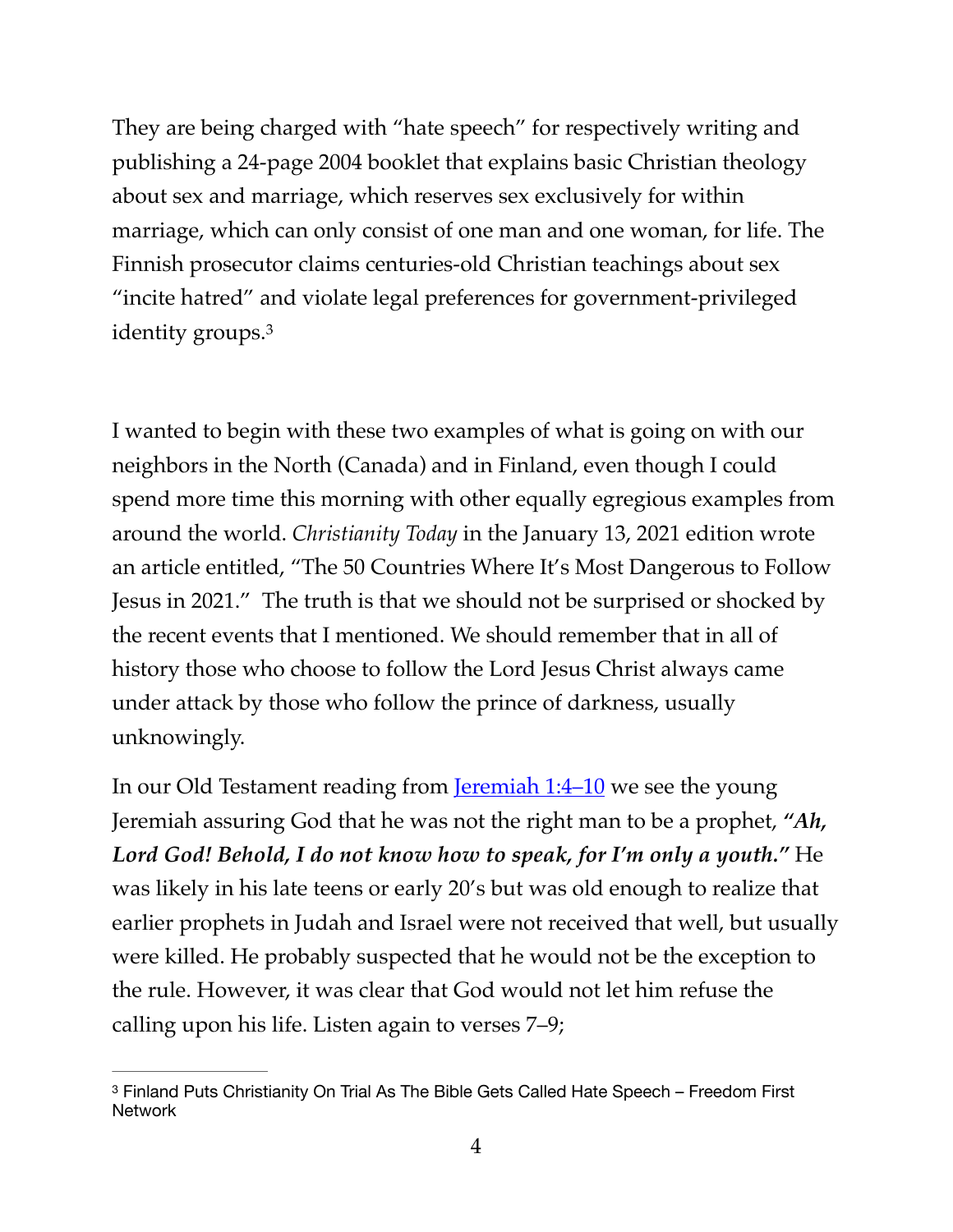They are being charged with "hate speech" for respectively writing and publishing a 24-page 2004 booklet that explains basic Christian theology about sex and marriage, which reserves sex exclusively for within marriage, which can only consist of one man and one woman, for life. The Finnish prosecutor claims centuries-old Christian teachings about sex "incite hatred" and violate legal preferences for government-privileged identity groups.[3]

I wanted to begin with these two examples of what is going on with our neighbors in the North (Canada) and in Finland, even though I could spend more time this morning with other equally egregious examples from around the world. *Christianity Today* in the January 13, 2021 edition wrote an article entitled, "The 50 Countries Where It's Most Dangerous to Follow Jesus in 2021." The truth is that we should not be surprised or shocked by the recent events that I mentioned. We should remember that in all of history those who choose to follow the Lord Jesus Christ always came under attack by those who follow the prince of darkness, usually unknowingly.

In our Old Testament reading from Jeremiah 1:4–10 we see the young Jeremiah assuring God that he was not the right man to be a prophet, ***"Ah, Lord God! Behold, I do not know how to speak, for I'm only a youth."*** He was likely in his late teens or early 20's but was old enough to realize that earlier prophets in Judah and Israel were not received that well, but usually were killed. He probably suspected that he would not be the exception to the rule. However, it was clear that God would not let him refuse the calling upon his life. Listen again to verses 7–9;

---

[3] Finland Puts Christianity On Trial As The Bible Gets Called Hate Speech – Freedom First Network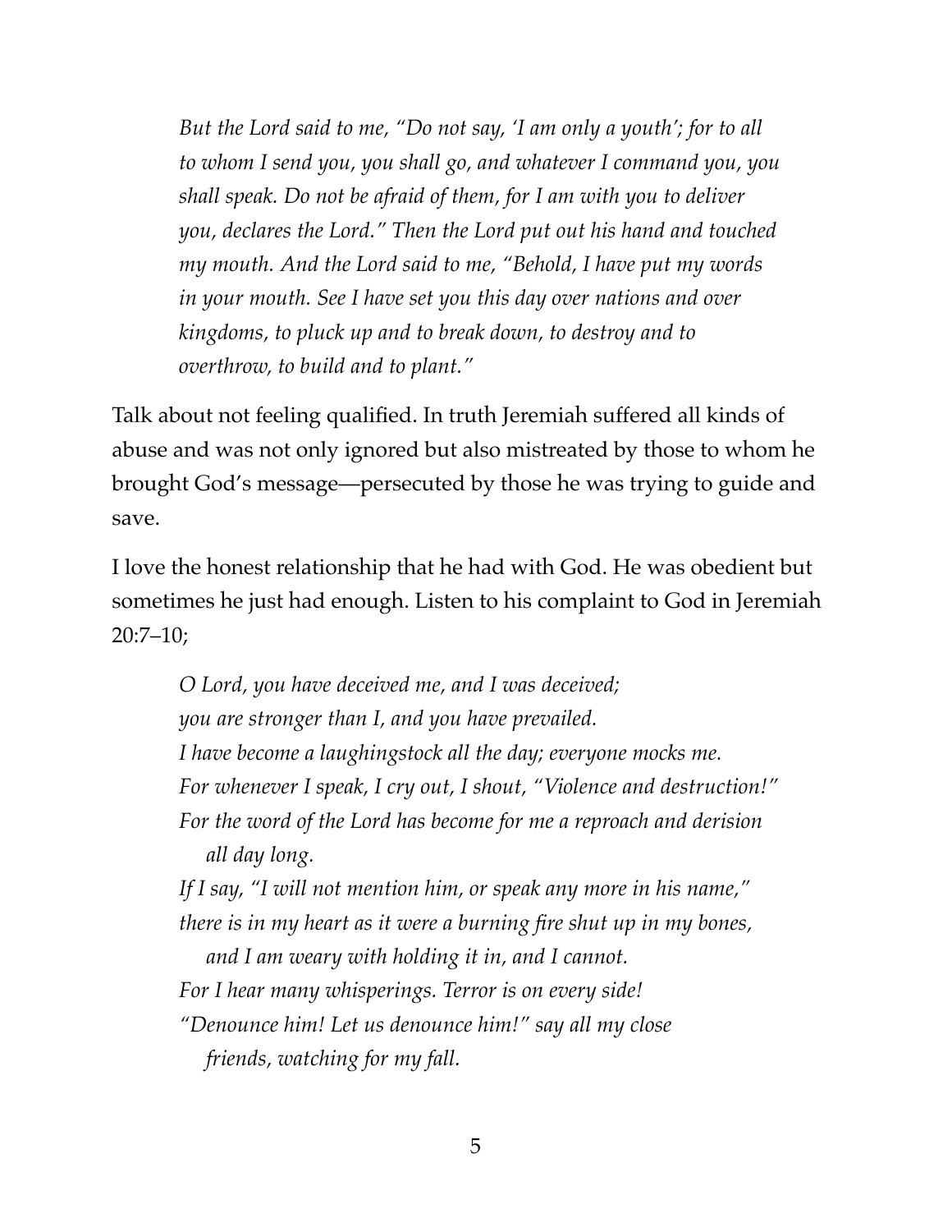> *But the Lord said to me, "Do not say, 'I am only a youth'; for to all to whom I send you, you shall go, and whatever I command you, you shall speak. Do not be afraid of them, for I am with you to deliver you, declares the Lord." Then the Lord put out his hand and touched my mouth. And the Lord said to me, "Behold, I have put my words in your mouth. See I have set you this day over nations and over kingdoms, to pluck up and to break down, to destroy and to overthrow, to build and to plant."*

Talk about not feeling qualified. In truth Jeremiah suffered all kinds of abuse and was not only ignored but also mistreated by those to whom he brought God's message—persecuted by those he was trying to guide and save.

I love the honest relationship that he had with God. He was obedient but sometimes he just had enough. Listen to his complaint to God in Jeremiah 20:7–10;

> *O Lord, you have deceived me, and I was deceived;*
> *you are stronger than I, and you have prevailed.*
> *I have become a laughingstock all the day; everyone mocks me.*
> *For whenever I speak, I cry out, I shout, "Violence and destruction!"*
> *For the word of the Lord has become for me a reproach and derision*
> *all day long.*
> *If I say, "I will not mention him, or speak any more in his name,"*
> *there is in my heart as it were a burning fire shut up in my bones,*
> *and I am weary with holding it in, and I cannot.*
> *For I hear many whisperings. Terror is on every side!*
> *"Denounce him! Let us denounce him!" say all my close*
> *friends, watching for my fall.*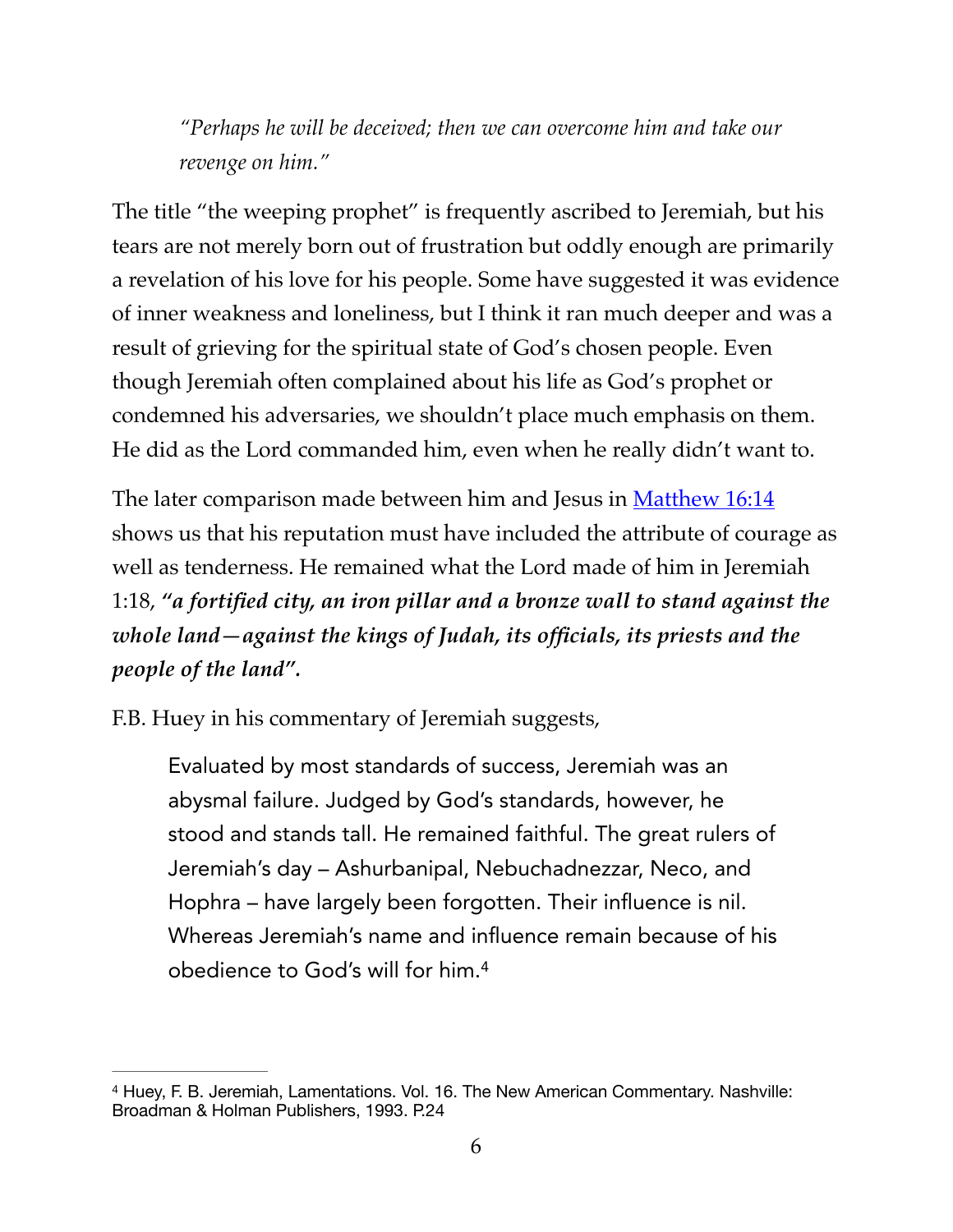> *"Perhaps he will be deceived; then we can overcome him and take our revenge on him."*

The title "the weeping prophet" is frequently ascribed to Jeremiah, but his tears are not merely born out of frustration but oddly enough are primarily a revelation of his love for his people. Some have suggested it was evidence of inner weakness and loneliness, but I think it ran much deeper and was a result of grieving for the spiritual state of God's chosen people. Even though Jeremiah often complained about his life as God's prophet or condemned his adversaries, we shouldn't place much emphasis on them. He did as the Lord commanded him, even when he really didn't want to.

The later comparison made between him and Jesus in Matthew 16:14 shows us that his reputation must have included the attribute of courage as well as tenderness. He remained what the Lord made of him in Jeremiah 1:18, ***"a fortified city, an iron pillar and a bronze wall to stand against the whole land—against the kings of Judah, its officials, its priests and the people of the land".***

F.B. Huey in his commentary of Jeremiah suggests,

> Evaluated by most standards of success, Jeremiah was an abysmal failure. Judged by God's standards, however, he stood and stands tall. He remained faithful. The great rulers of Jeremiah's day – Ashurbanipal, Nebuchadnezzar, Neco, and Hophra – have largely been forgotten. Their influence is nil. Whereas Jeremiah's name and influence remain because of his obedience to God's will for him.[4]

---

[4] Huey, F. B. Jeremiah, Lamentations. Vol. 16. The New American Commentary. Nashville: Broadman & Holman Publishers, 1993. P.24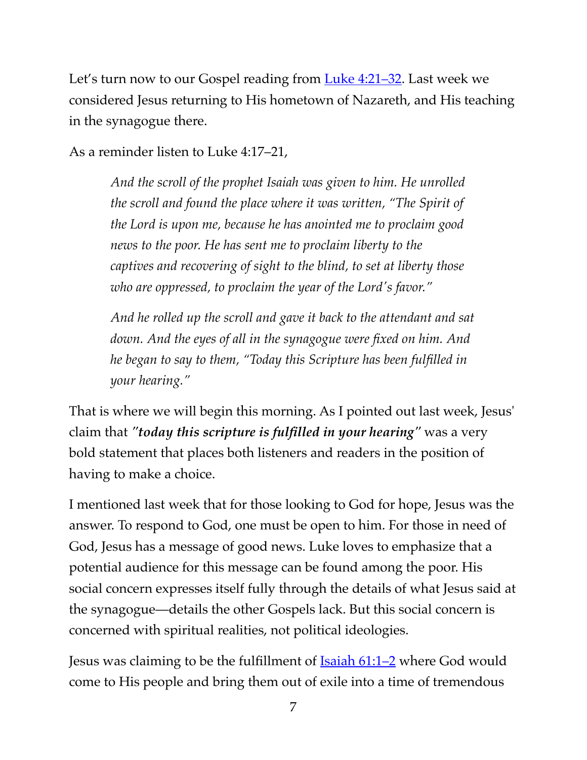Let's turn now to our Gospel reading from [Luke 4:21–32](). Last week we considered Jesus returning to His hometown of Nazareth, and His teaching in the synagogue there.

As a reminder listen to Luke 4:17–21,

> *And the scroll of the prophet Isaiah was given to him. He unrolled the scroll and found the place where it was written, "The Spirit of the Lord is upon me, because he has anointed me to proclaim good news to the poor. He has sent me to proclaim liberty to the captives and recovering of sight to the blind, to set at liberty those who are oppressed, to proclaim the year of the Lord's favor."*
>
> *And he rolled up the scroll and gave it back to the attendant and sat down. And the eyes of all in the synagogue were fixed on him. And he began to say to them, "Today this Scripture has been fulfilled in your hearing."*

That is where we will begin this morning. As I pointed out last week, Jesus' claim that ***"today this scripture is fulfilled in your hearing"*** was a very bold statement that places both listeners and readers in the position of having to make a choice.

I mentioned last week that for those looking to God for hope, Jesus was the answer. To respond to God, one must be open to him. For those in need of God, Jesus has a message of good news. Luke loves to emphasize that a potential audience for this message can be found among the poor. His social concern expresses itself fully through the details of what Jesus said at the synagogue—details the other Gospels lack. But this social concern is concerned with spiritual realities, not political ideologies.

Jesus was claiming to be the fulfillment of [Isaiah 61:1–2]() where God would come to His people and bring them out of exile into a time of tremendous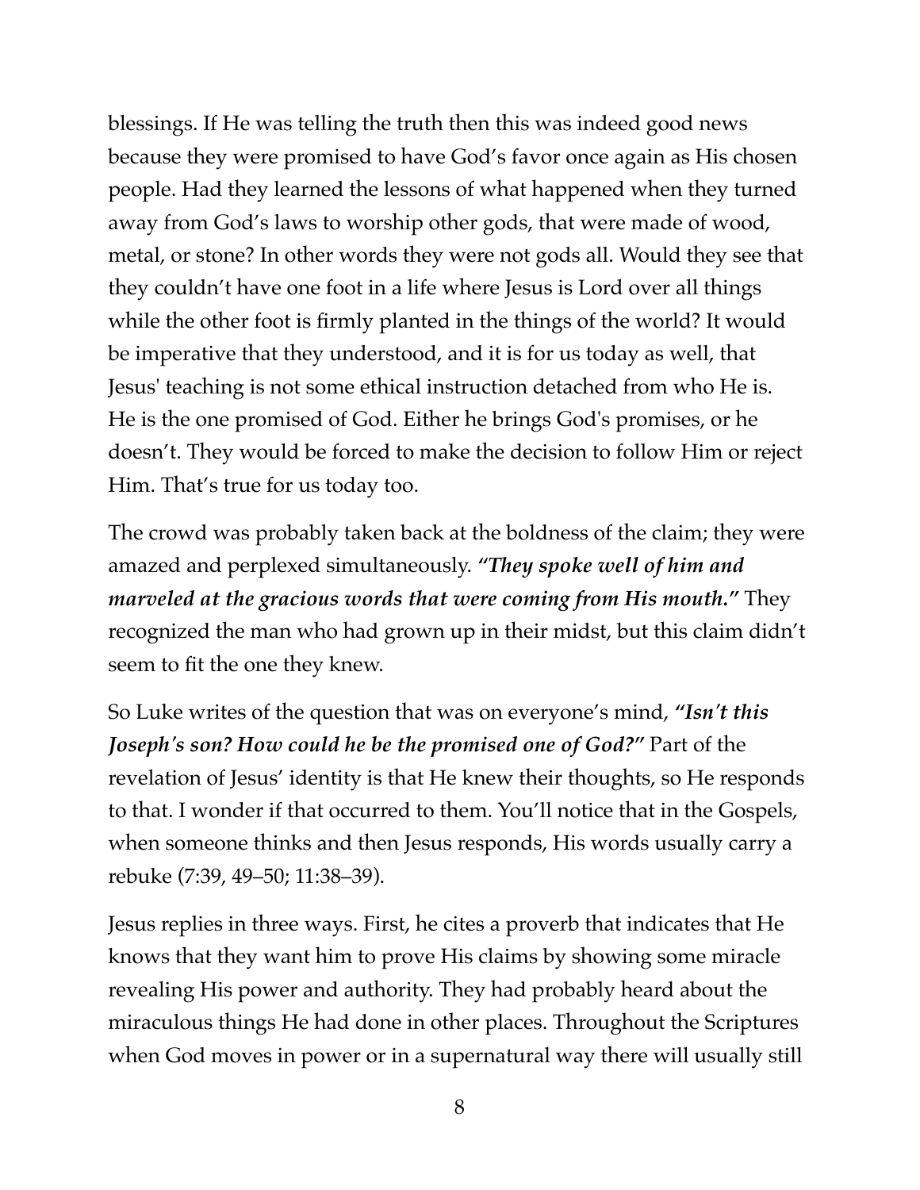blessings. If He was telling the truth then this was indeed good news because they were promised to have God's favor once again as His chosen people. Had they learned the lessons of what happened when they turned away from God's laws to worship other gods, that were made of wood, metal, or stone? In other words they were not gods all. Would they see that they couldn't have one foot in a life where Jesus is Lord over all things while the other foot is firmly planted in the things of the world? It would be imperative that they understood, and it is for us today as well, that Jesus' teaching is not some ethical instruction detached from who He is. He is the one promised of God. Either he brings God's promises, or he doesn't. They would be forced to make the decision to follow Him or reject Him. That's true for us today too.

The crowd was probably taken back at the boldness of the claim; they were amazed and perplexed simultaneously. ***"They spoke well of him and marveled at the gracious words that were coming from His mouth."*** They recognized the man who had grown up in their midst, but this claim didn't seem to fit the one they knew.

So Luke writes of the question that was on everyone's mind, ***"Isn't this Joseph's son? How could he be the promised one of God?"*** Part of the revelation of Jesus' identity is that He knew their thoughts, so He responds to that. I wonder if that occurred to them. You'll notice that in the Gospels, when someone thinks and then Jesus responds, His words usually carry a rebuke (7:39, 49–50; 11:38–39).

Jesus replies in three ways. First, he cites a proverb that indicates that He knows that they want him to prove His claims by showing some miracle revealing His power and authority. They had probably heard about the miraculous things He had done in other places. Throughout the Scriptures when God moves in power or in a supernatural way there will usually still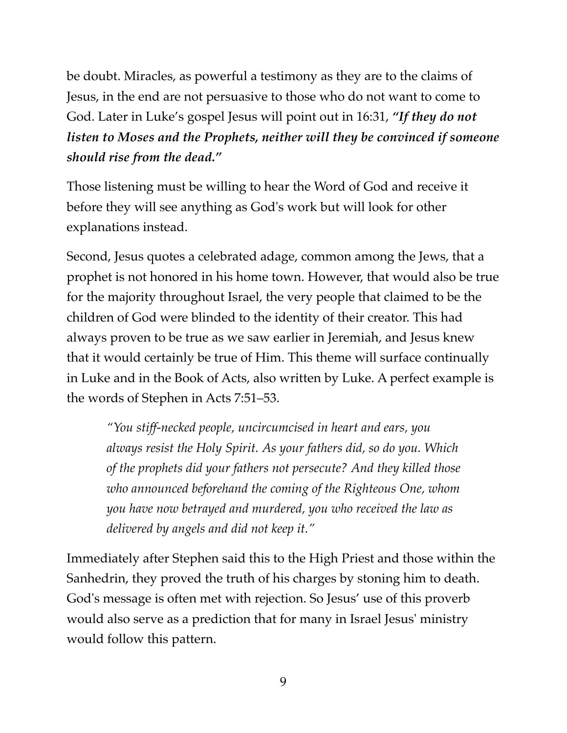be doubt. Miracles, as powerful a testimony as they are to the claims of Jesus, in the end are not persuasive to those who do not want to come to God. Later in Luke's gospel Jesus will point out in 16:31, ***"If they do not listen to Moses and the Prophets, neither will they be convinced if someone should rise from the dead."***

Those listening must be willing to hear the Word of God and receive it before they will see anything as God's work but will look for other explanations instead.

Second, Jesus quotes a celebrated adage, common among the Jews, that a prophet is not honored in his home town. However, that would also be true for the majority throughout Israel, the very people that claimed to be the children of God were blinded to the identity of their creator. This had always proven to be true as we saw earlier in Jeremiah, and Jesus knew that it would certainly be true of Him. This theme will surface continually in Luke and in the Book of Acts, also written by Luke. A perfect example is the words of Stephen in Acts 7:51–53.

> *"You stiff-necked people, uncircumcised in heart and ears, you always resist the Holy Spirit. As your fathers did, so do you. Which of the prophets did your fathers not persecute? And they killed those who announced beforehand the coming of the Righteous One, whom you have now betrayed and murdered, you who received the law as delivered by angels and did not keep it."*

Immediately after Stephen said this to the High Priest and those within the Sanhedrin, they proved the truth of his charges by stoning him to death. God's message is often met with rejection. So Jesus' use of this proverb would also serve as a prediction that for many in Israel Jesus' ministry would follow this pattern.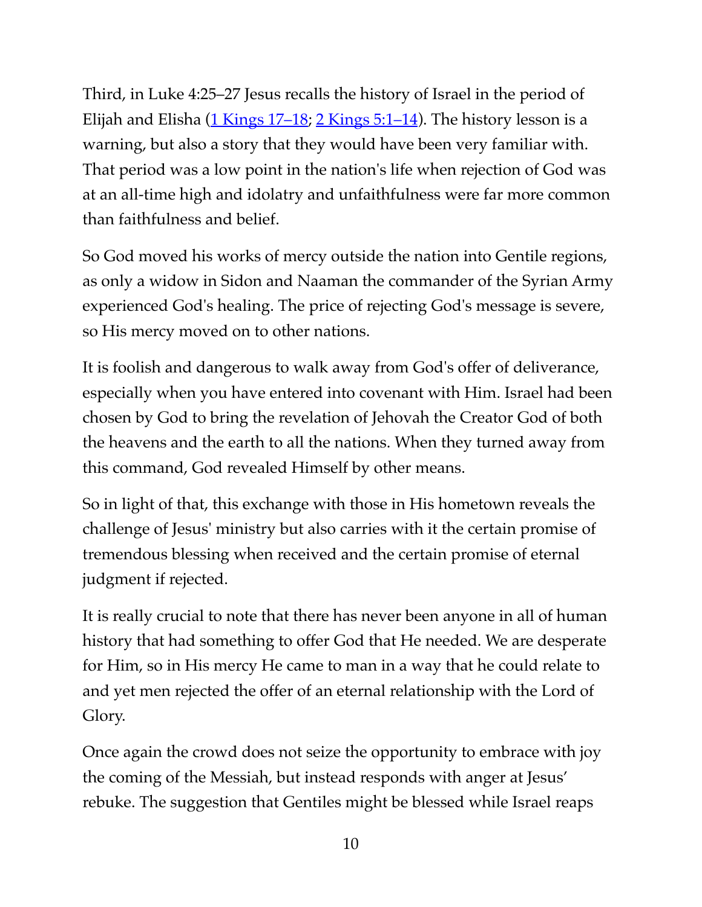Third, in Luke 4:25–27 Jesus recalls the history of Israel in the period of Elijah and Elisha ([1 Kings 17–18](); [2 Kings 5:1–14]()). The history lesson is a warning, but also a story that they would have been very familiar with. That period was a low point in the nation's life when rejection of God was at an all-time high and idolatry and unfaithfulness were far more common than faithfulness and belief.

So God moved his works of mercy outside the nation into Gentile regions, as only a widow in Sidon and Naaman the commander of the Syrian Army experienced God's healing. The price of rejecting God's message is severe, so His mercy moved on to other nations.

It is foolish and dangerous to walk away from God's offer of deliverance, especially when you have entered into covenant with Him. Israel had been chosen by God to bring the revelation of Jehovah the Creator God of both the heavens and the earth to all the nations. When they turned away from this command, God revealed Himself by other means.

So in light of that, this exchange with those in His hometown reveals the challenge of Jesus' ministry but also carries with it the certain promise of tremendous blessing when received and the certain promise of eternal judgment if rejected.

It is really crucial to note that there has never been anyone in all of human history that had something to offer God that He needed. We are desperate for Him, so in His mercy He came to man in a way that he could relate to and yet men rejected the offer of an eternal relationship with the Lord of Glory.

Once again the crowd does not seize the opportunity to embrace with joy the coming of the Messiah, but instead responds with anger at Jesus' rebuke. The suggestion that Gentiles might be blessed while Israel reaps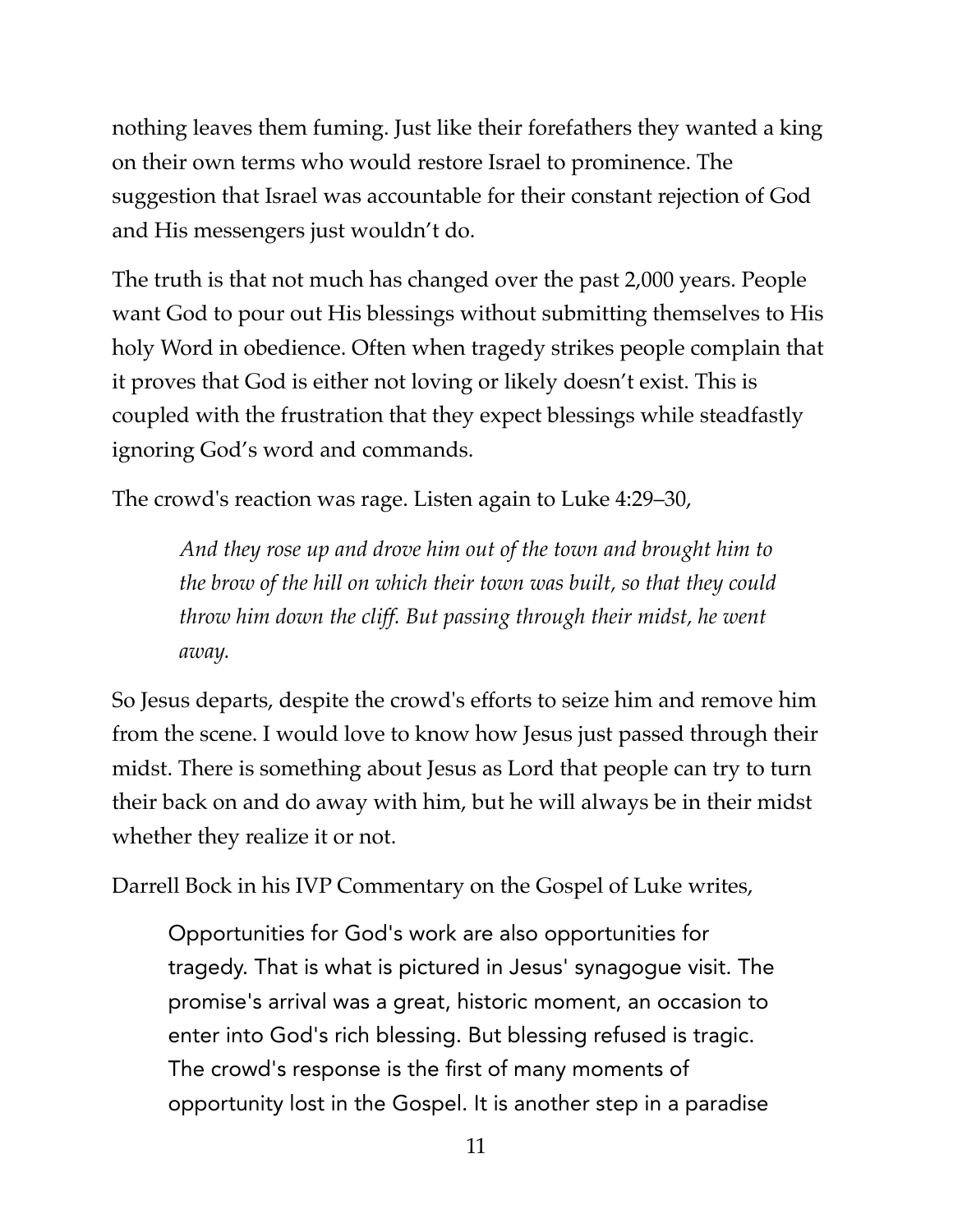nothing leaves them fuming. Just like their forefathers they wanted a king on their own terms who would restore Israel to prominence. The suggestion that Israel was accountable for their constant rejection of God and His messengers just wouldn't do.

The truth is that not much has changed over the past 2,000 years. People want God to pour out His blessings without submitting themselves to His holy Word in obedience. Often when tragedy strikes people complain that it proves that God is either not loving or likely doesn't exist. This is coupled with the frustration that they expect blessings while steadfastly ignoring God's word and commands.

The crowd's reaction was rage. Listen again to Luke 4:29–30,

> *And they rose up and drove him out of the town and brought him to the brow of the hill on which their town was built, so that they could throw him down the cliff. But passing through their midst, he went away.*

So Jesus departs, despite the crowd's efforts to seize him and remove him from the scene. I would love to know how Jesus just passed through their midst. There is something about Jesus as Lord that people can try to turn their back on and do away with him, but he will always be in their midst whether they realize it or not.

Darrell Bock in his IVP Commentary on the Gospel of Luke writes,

> Opportunities for God's work are also opportunities for tragedy. That is what is pictured in Jesus' synagogue visit. The promise's arrival was a great, historic moment, an occasion to enter into God's rich blessing. But blessing refused is tragic. The crowd's response is the first of many moments of opportunity lost in the Gospel. It is another step in a paradise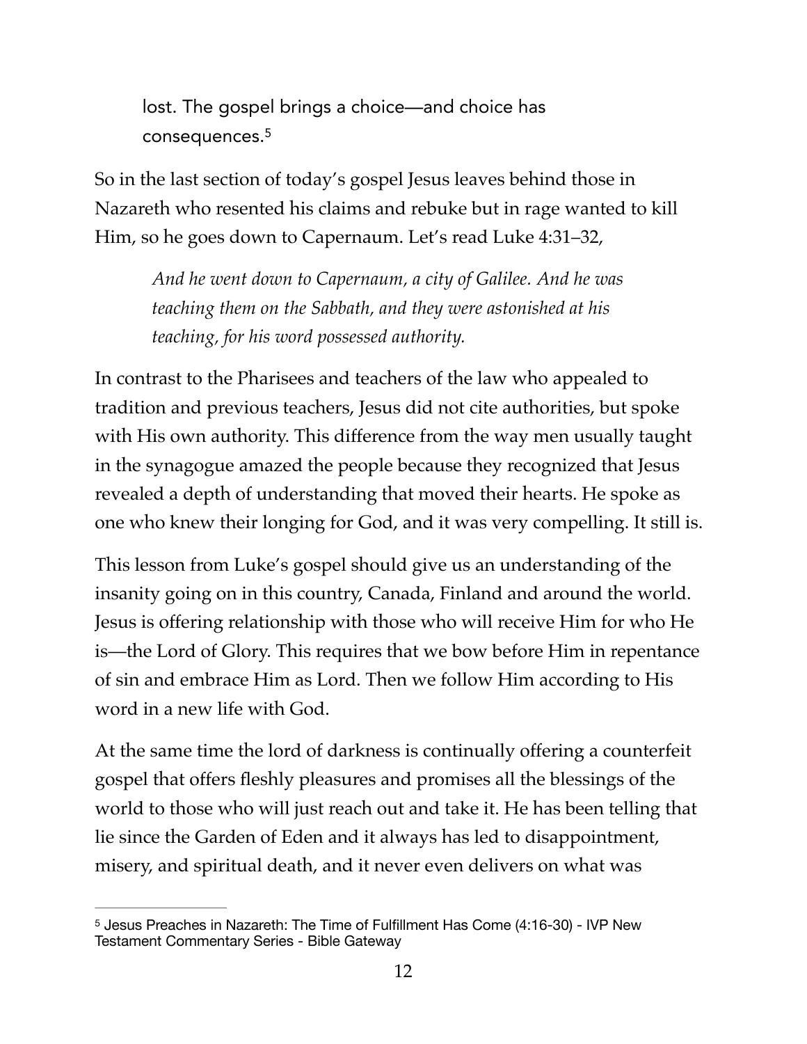> lost. The gospel brings a choice—and choice has consequences.[5]

So in the last section of today's gospel Jesus leaves behind those in Nazareth who resented his claims and rebuke but in rage wanted to kill Him, so he goes down to Capernaum. Let's read Luke 4:31–32,

> *And he went down to Capernaum, a city of Galilee. And he was teaching them on the Sabbath, and they were astonished at his teaching, for his word possessed authority.*

In contrast to the Pharisees and teachers of the law who appealed to tradition and previous teachers, Jesus did not cite authorities, but spoke with His own authority. This difference from the way men usually taught in the synagogue amazed the people because they recognized that Jesus revealed a depth of understanding that moved their hearts. He spoke as one who knew their longing for God, and it was very compelling. It still is.

This lesson from Luke's gospel should give us an understanding of the insanity going on in this country, Canada, Finland and around the world. Jesus is offering relationship with those who will receive Him for who He is—the Lord of Glory. This requires that we bow before Him in repentance of sin and embrace Him as Lord. Then we follow Him according to His word in a new life with God.

At the same time the lord of darkness is continually offering a counterfeit gospel that offers fleshly pleasures and promises all the blessings of the world to those who will just reach out and take it. He has been telling that lie since the Garden of Eden and it always has led to disappointment, misery, and spiritual death, and it never even delivers on what was

---

[5] Jesus Preaches in Nazareth: The Time of Fulfillment Has Come (4:16-30) - IVP New Testament Commentary Series - Bible Gateway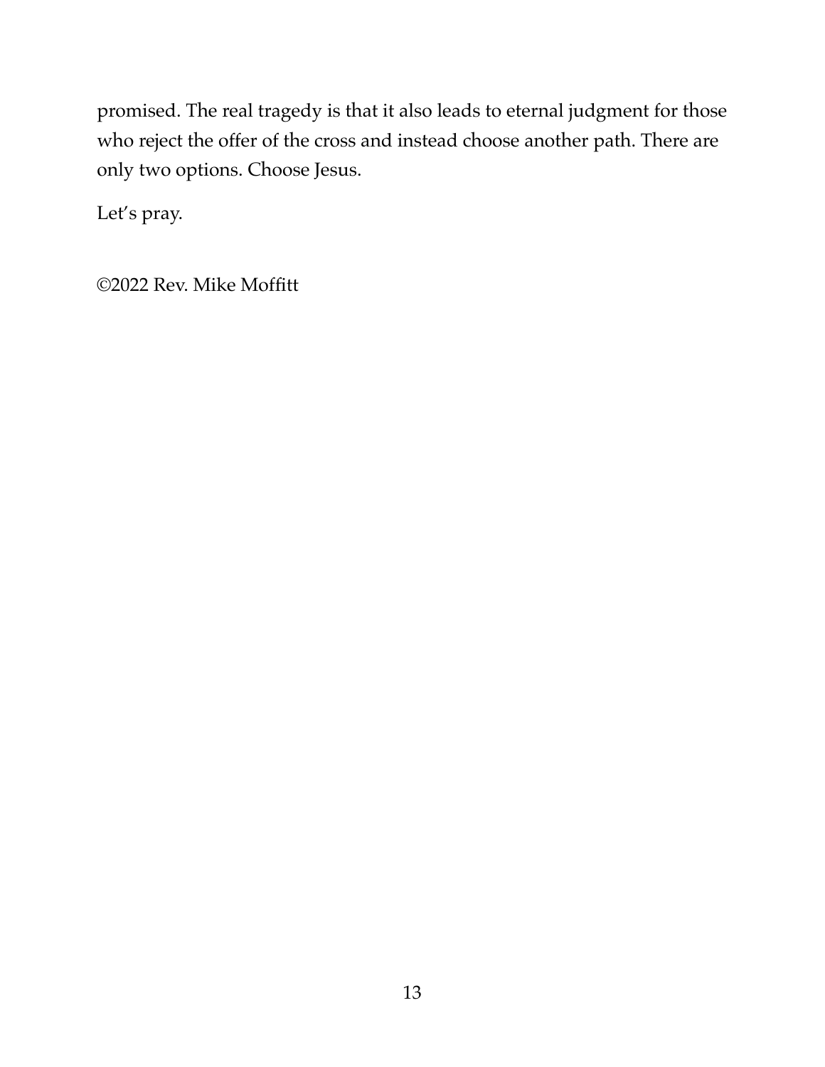promised. The real tragedy is that it also leads to eternal judgment for those who reject the offer of the cross and instead choose another path. There are only two options. Choose Jesus.

Let's pray.

©2022 Rev. Mike Moffitt